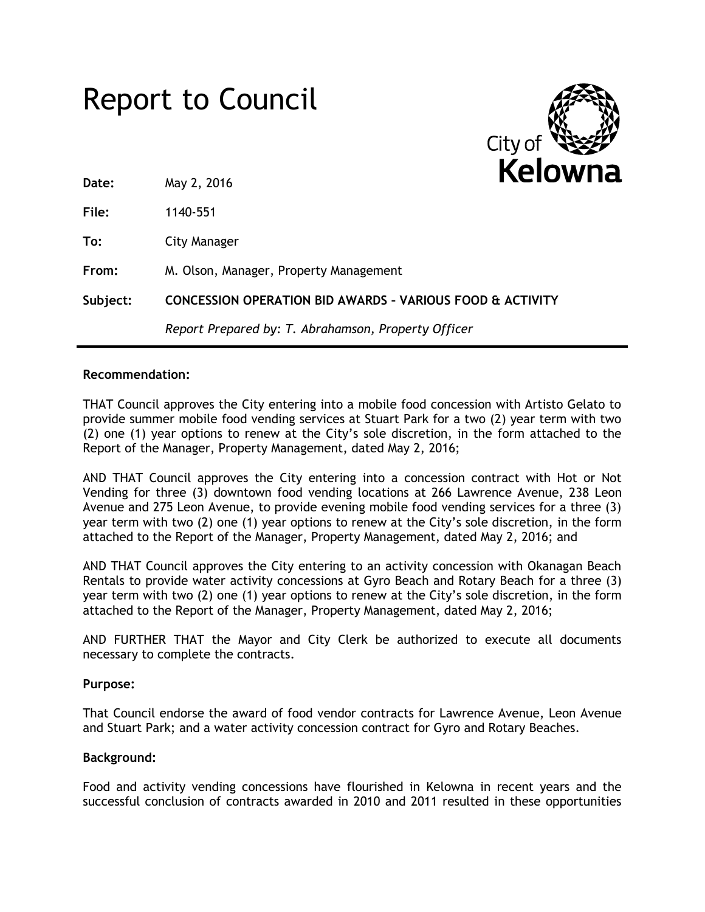# Report to Council

City of **Kelowna**

| | |
|---|---|
| **Date:** | May 2, 2016 |
| **File:** | 1140-551 |
| **To:** | City Manager |
| **From:** | M. Olson, Manager, Property Management |
| **Subject:** | **CONCESSION OPERATION BID AWARDS – VARIOUS FOOD & ACTIVITY** |
| | *Report Prepared by: T. Abrahamson, Property Officer* |

---

**Recommendation:**

THAT Council approves the City entering into a mobile food concession with Artisto Gelato to provide summer mobile food vending services at Stuart Park for a two (2) year term with two (2) one (1) year options to renew at the City's sole discretion, in the form attached to the Report of the Manager, Property Management, dated May 2, 2016;

AND THAT Council approves the City entering into a concession contract with Hot or Not Vending for three (3) downtown food vending locations at 266 Lawrence Avenue, 238 Leon Avenue and 275 Leon Avenue, to provide evening mobile food vending services for a three (3) year term with two (2) one (1) year options to renew at the City's sole discretion, in the form attached to the Report of the Manager, Property Management, dated May 2, 2016; and

AND THAT Council approves the City entering to an activity concession with Okanagan Beach Rentals to provide water activity concessions at Gyro Beach and Rotary Beach for a three (3) year term with two (2) one (1) year options to renew at the City's sole discretion, in the form attached to the Report of the Manager, Property Management, dated May 2, 2016;

AND FURTHER THAT the Mayor and City Clerk be authorized to execute all documents necessary to complete the contracts.

**Purpose:**

That Council endorse the award of food vendor contracts for Lawrence Avenue, Leon Avenue and Stuart Park; and a water activity concession contract for Gyro and Rotary Beaches.

**Background:**

Food and activity vending concessions have flourished in Kelowna in recent years and the successful conclusion of contracts awarded in 2010 and 2011 resulted in these opportunities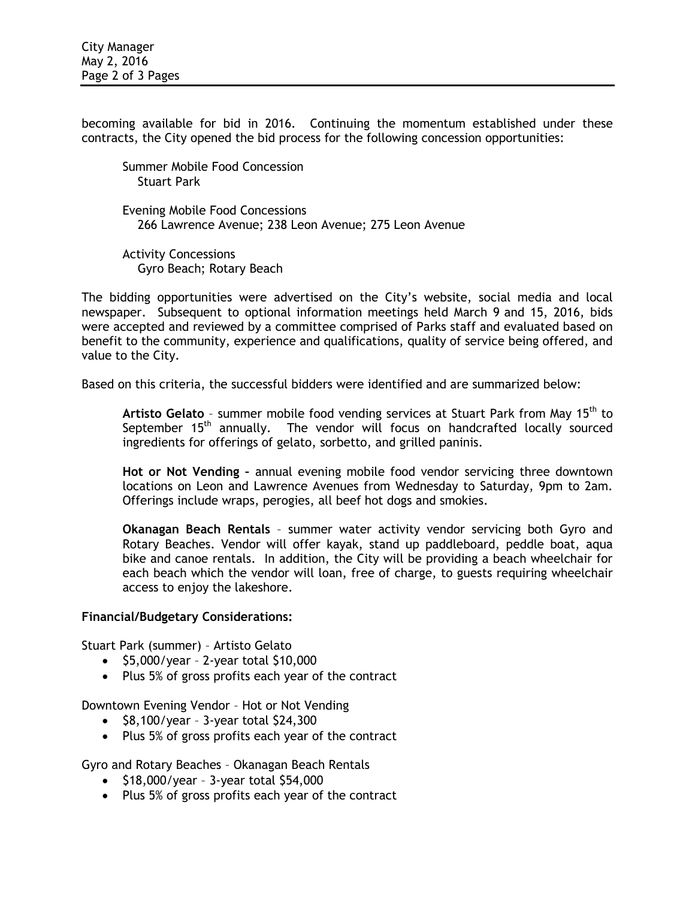becoming available for bid in 2016. Continuing the momentum established under these contracts, the City opened the bid process for the following concession opportunities:

Summer Mobile Food Concession
Stuart Park

Evening Mobile Food Concessions
266 Lawrence Avenue; 238 Leon Avenue; 275 Leon Avenue

Activity Concessions
Gyro Beach; Rotary Beach

The bidding opportunities were advertised on the City's website, social media and local newspaper. Subsequent to optional information meetings held March 9 and 15, 2016, bids were accepted and reviewed by a committee comprised of Parks staff and evaluated based on benefit to the community, experience and qualifications, quality of service being offered, and value to the City.

Based on this criteria, the successful bidders were identified and are summarized below:

**Artisto Gelato** – summer mobile food vending services at Stuart Park from May 15th to September 15th annually. The vendor will focus on handcrafted locally sourced ingredients for offerings of gelato, sorbetto, and grilled paninis.

**Hot or Not Vending** – annual evening mobile food vendor servicing three downtown locations on Leon and Lawrence Avenues from Wednesday to Saturday, 9pm to 2am. Offerings include wraps, perogies, all beef hot dogs and smokies.

**Okanagan Beach Rentals** – summer water activity vendor servicing both Gyro and Rotary Beaches. Vendor will offer kayak, stand up paddleboard, peddle boat, aqua bike and canoe rentals. In addition, the City will be providing a beach wheelchair for each beach which the vendor will loan, free of charge, to guests requiring wheelchair access to enjoy the lakeshore.

**Financial/Budgetary Considerations:**

Stuart Park (summer) – Artisto Gelato

- $5,000/year – 2-year total $10,000
- Plus 5% of gross profits each year of the contract

Downtown Evening Vendor – Hot or Not Vending

- $8,100/year – 3-year total $24,300
- Plus 5% of gross profits each year of the contract

Gyro and Rotary Beaches – Okanagan Beach Rentals

- $18,000/year – 3-year total $54,000
- Plus 5% of gross profits each year of the contract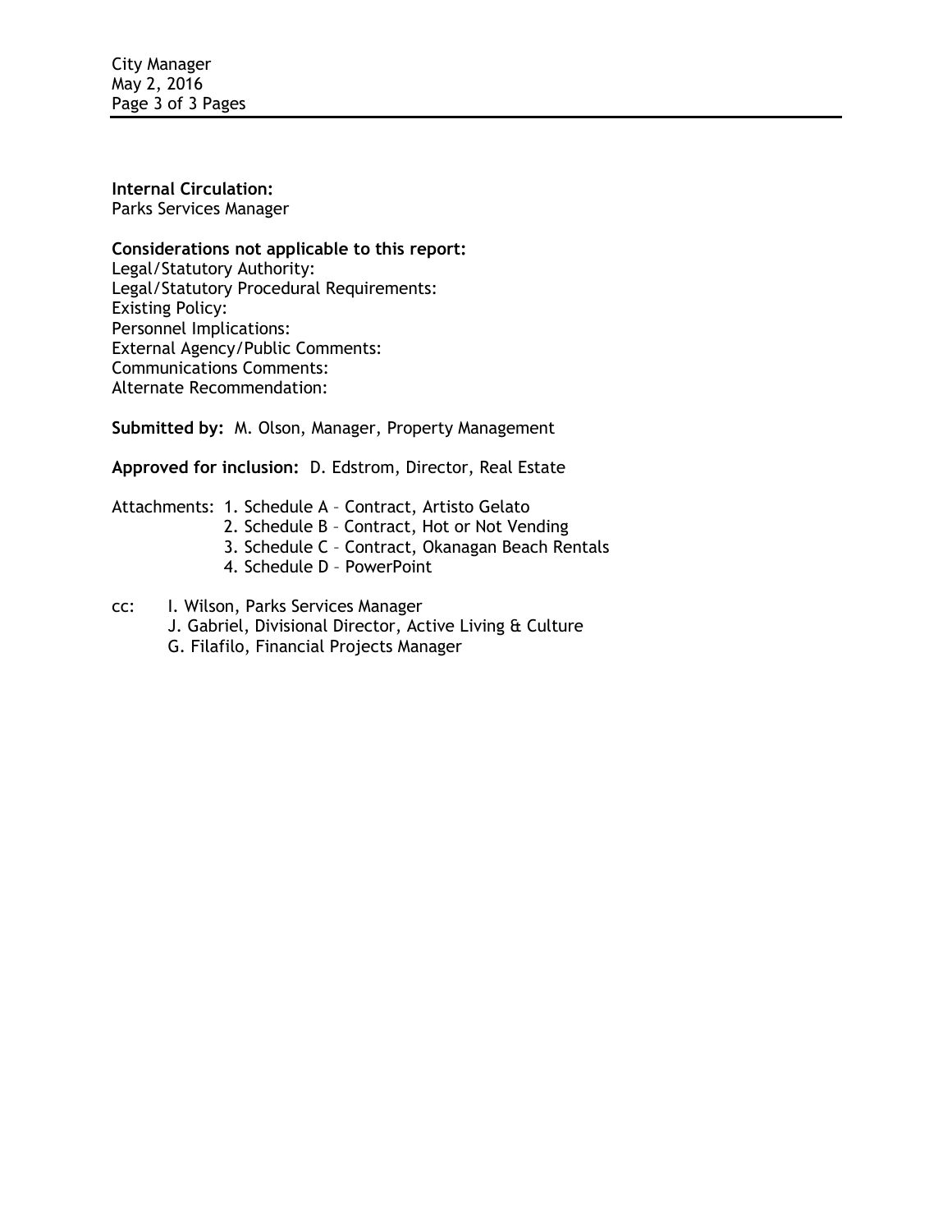**Internal Circulation:**
Parks Services Manager

**Considerations not applicable to this report:**
Legal/Statutory Authority:
Legal/Statutory Procedural Requirements:
Existing Policy:
Personnel Implications:
External Agency/Public Comments:
Communications Comments:
Alternate Recommendation:

**Submitted by:** M. Olson, Manager, Property Management

**Approved for inclusion:** D. Edstrom, Director, Real Estate

Attachments:
1. Schedule A – Contract, Artisto Gelato
2. Schedule B – Contract, Hot or Not Vending
3. Schedule C – Contract, Okanagan Beach Rentals
4. Schedule D – PowerPoint

cc: I. Wilson, Parks Services Manager
J. Gabriel, Divisional Director, Active Living & Culture
G. Filafilo, Financial Projects Manager